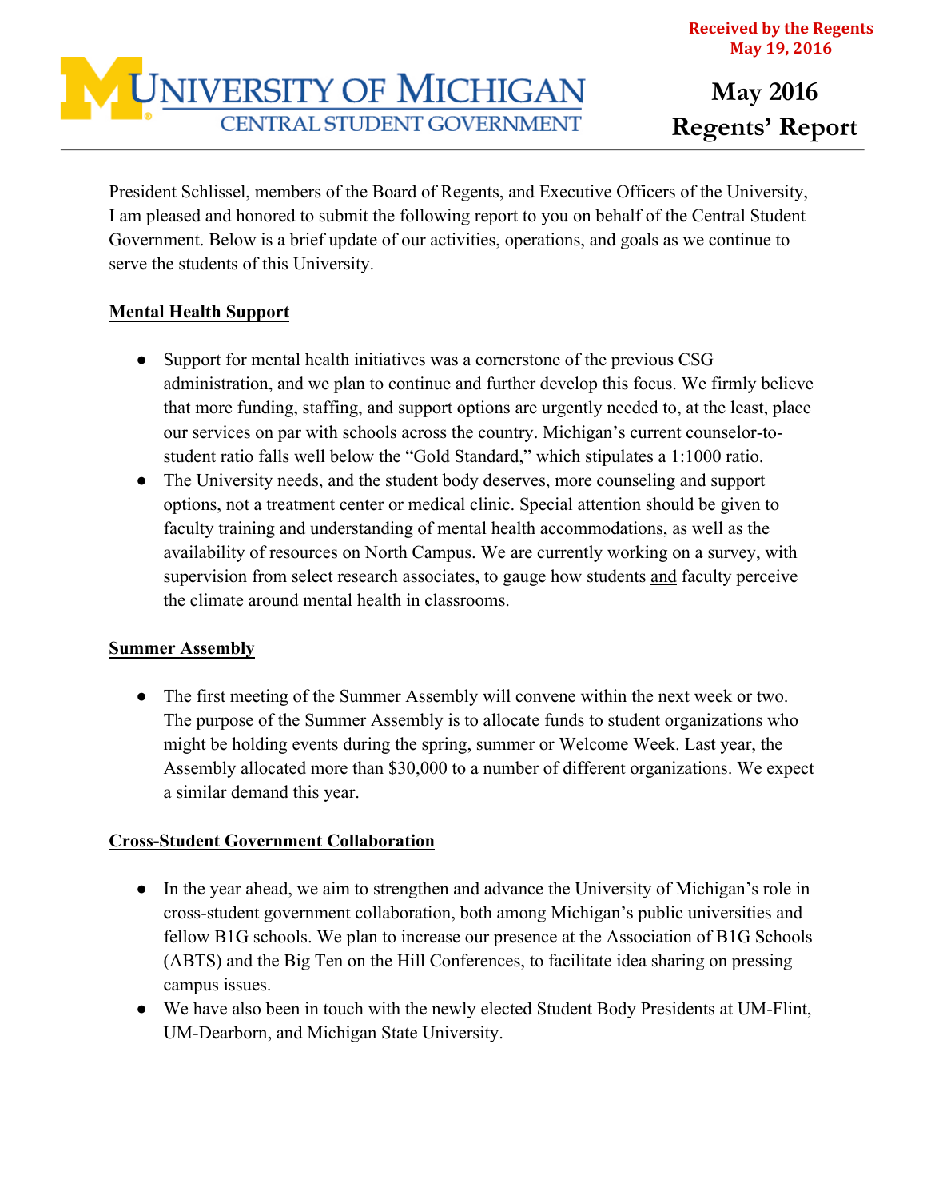Received by the Regents
May 19, 2016

# University of Michigan Central Student Government

## May 2016 Regents' Report

President Schlissel, members of the Board of Regents, and Executive Officers of the University, I am pleased and honored to submit the following report to you on behalf of the Central Student Government. Below is a brief update of our activities, operations, and goals as we continue to serve the students of this University.

**Mental Health Support**

- Support for mental health initiatives was a cornerstone of the previous CSG administration, and we plan to continue and further develop this focus. We firmly believe that more funding, staffing, and support options are urgently needed to, at the least, place our services on par with schools across the country. Michigan's current counselor-to-student ratio falls well below the "Gold Standard," which stipulates a 1:1000 ratio.
- The University needs, and the student body deserves, more counseling and support options, not a treatment center or medical clinic. Special attention should be given to faculty training and understanding of mental health accommodations, as well as the availability of resources on North Campus. We are currently working on a survey, with supervision from select research associates, to gauge how students and faculty perceive the climate around mental health in classrooms.

**Summer Assembly**

- The first meeting of the Summer Assembly will convene within the next week or two. The purpose of the Summer Assembly is to allocate funds to student organizations who might be holding events during the spring, summer or Welcome Week. Last year, the Assembly allocated more than $30,000 to a number of different organizations. We expect a similar demand this year.

**Cross-Student Government Collaboration**

- In the year ahead, we aim to strengthen and advance the University of Michigan's role in cross-student government collaboration, both among Michigan's public universities and fellow B1G schools. We plan to increase our presence at the Association of B1G Schools (ABTS) and the Big Ten on the Hill Conferences, to facilitate idea sharing on pressing campus issues.
- We have also been in touch with the newly elected Student Body Presidents at UM-Flint, UM-Dearborn, and Michigan State University.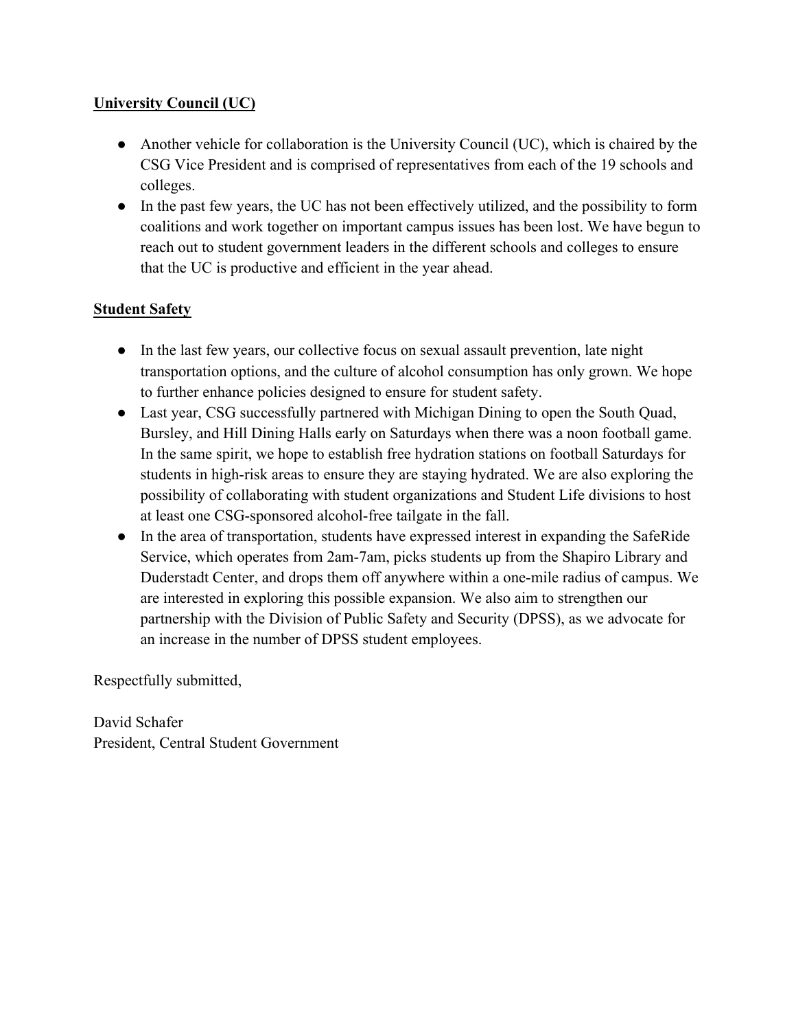**University Council (UC)**

- Another vehicle for collaboration is the University Council (UC), which is chaired by the CSG Vice President and is comprised of representatives from each of the 19 schools and colleges.
- In the past few years, the UC has not been effectively utilized, and the possibility to form coalitions and work together on important campus issues has been lost. We have begun to reach out to student government leaders in the different schools and colleges to ensure that the UC is productive and efficient in the year ahead.

**Student Safety**

- In the last few years, our collective focus on sexual assault prevention, late night transportation options, and the culture of alcohol consumption has only grown. We hope to further enhance policies designed to ensure for student safety.
- Last year, CSG successfully partnered with Michigan Dining to open the South Quad, Bursley, and Hill Dining Halls early on Saturdays when there was a noon football game. In the same spirit, we hope to establish free hydration stations on football Saturdays for students in high-risk areas to ensure they are staying hydrated. We are also exploring the possibility of collaborating with student organizations and Student Life divisions to host at least one CSG-sponsored alcohol-free tailgate in the fall.
- In the area of transportation, students have expressed interest in expanding the SafeRide Service, which operates from 2am-7am, picks students up from the Shapiro Library and Duderstadt Center, and drops them off anywhere within a one-mile radius of campus. We are interested in exploring this possible expansion. We also aim to strengthen our partnership with the Division of Public Safety and Security (DPSS), as we advocate for an increase in the number of DPSS student employees.

Respectfully submitted,

David Schafer
President, Central Student Government